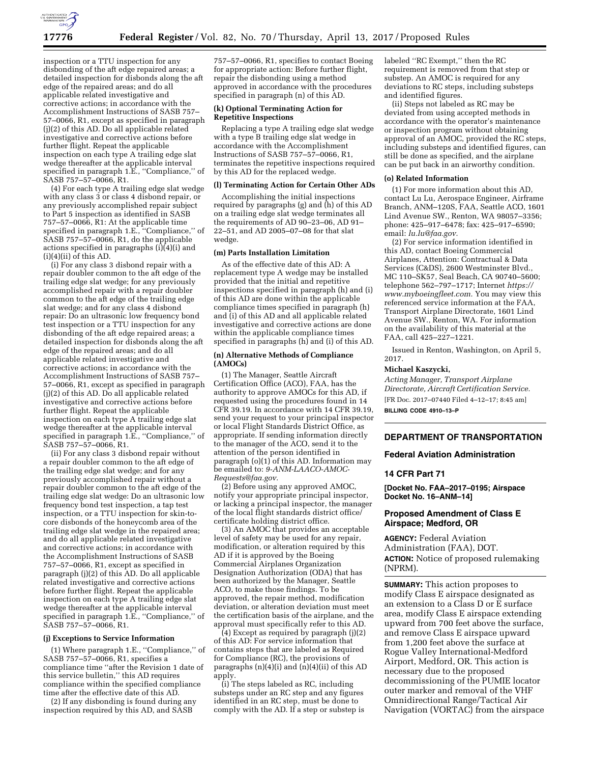inspection or a TTU inspection for any disbonding of the aft edge repaired areas; a detailed inspection for disbonds along the aft edge of the repaired areas; and do all applicable related investigative and corrective actions; in accordance with the Accomplishment Instructions of SASB 757–57–0066, R1, except as specified in paragraph (j)(2) of this AD. Do all applicable related investigative and corrective actions before further flight. Repeat the applicable inspection on each type A trailing edge slat wedge thereafter at the applicable interval specified in paragraph 1.E., ''Compliance,'' of SASB 757–57–0066, R1.

(4) For each type A trailing edge slat wedge with any class 3 or class 4 disbond repair, or any previously accomplished repair subject to Part 5 inspection as identified in SASB 757–57–0066, R1: At the applicable time specified in paragraph 1.E., ''Compliance,'' of SASB 757–57–0066, R1, do the applicable actions specified in paragraphs (i)(4)(i) and (i)(4)(ii) of this AD.

(i) For any class 3 disbond repair with a repair doubler common to the aft edge of the trailing edge slat wedge; for any previously accomplished repair with a repair doubler common to the aft edge of the trailing edge slat wedge; and for any class 4 disbond repair: Do an ultrasonic low frequency bond test inspection or a TTU inspection for any disbonding of the aft edge repaired areas; a detailed inspection for disbonds along the aft edge of the repaired areas; and do all applicable related investigative and corrective actions; in accordance with the Accomplishment Instructions of SASB 757–57–0066, R1, except as specified in paragraph (j)(2) of this AD. Do all applicable related investigative and corrective actions before further flight. Repeat the applicable inspection on each type A trailing edge slat wedge thereafter at the applicable interval specified in paragraph 1.E., ''Compliance,'' of SASB 757–57–0066, R1.

(ii) For any class 3 disbond repair without a repair doubler common to the aft edge of the trailing edge slat wedge; and for any previously accomplished repair without a repair doubler common to the aft edge of the trailing edge slat wedge: Do an ultrasonic low frequency bond test inspection, a tap test inspection, or a TTU inspection for skin-to-core disbonds of the honeycomb area of the trailing edge slat wedge in the repaired area; and do all applicable related investigative and corrective actions; in accordance with the Accomplishment Instructions of SASB 757–57–0066, R1, except as specified in paragraph (j)(2) of this AD. Do all applicable related investigative and corrective actions before further flight. Repeat the applicable inspection on each type A trailing edge slat wedge thereafter at the applicable interval specified in paragraph 1.E., ''Compliance,'' of SASB 757–57–0066, R1.

**(j) Exceptions to Service Information**

(1) Where paragraph 1.E., ''Compliance,'' of SASB 757–57–0066, R1, specifies a compliance time ''after the Revision 1 date of this service bulletin,'' this AD requires compliance within the specified compliance time after the effective date of this AD.

(2) If any disbonding is found during any inspection required by this AD, and SASB 757–57–0066, R1, specifies to contact Boeing for appropriate action: Before further flight, repair the disbonding using a method approved in accordance with the procedures specified in paragraph (n) of this AD.

**(k) Optional Terminating Action for Repetitive Inspections**

Replacing a type A trailing edge slat wedge with a type B trailing edge slat wedge in accordance with the Accomplishment Instructions of SASB 757–57–0066, R1, terminates the repetitive inspections required by this AD for the replaced wedge.

**(l) Terminating Action for Certain Other ADs**

Accomplishing the initial inspections required by paragraphs (g) and (h) of this AD on a trailing edge slat wedge terminates all the requirements of AD 90–23–06, AD 91–22–51, and AD 2005–07–08 for that slat wedge.

**(m) Parts Installation Limitation**

As of the effective date of this AD: A replacement type A wedge may be installed provided that the initial and repetitive inspections specified in paragraph (h) and (i) of this AD are done within the applicable compliance times specified in paragraph (h) and (i) of this AD and all applicable related investigative and corrective actions are done within the applicable compliance times specified in paragraphs (h) and (i) of this AD.

**(n) Alternative Methods of Compliance (AMOCs)**

(1) The Manager, Seattle Aircraft Certification Office (ACO), FAA, has the authority to approve AMOCs for this AD, if requested using the procedures found in 14 CFR 39.19. In accordance with 14 CFR 39.19, send your request to your principal inspector or local Flight Standards District Office, as appropriate. If sending information directly to the manager of the ACO, send it to the attention of the person identified in paragraph (o)(1) of this AD. Information may be emailed to: *9-ANM-LAACO-AMOC-Requests@faa.gov.*

(2) Before using any approved AMOC, notify your appropriate principal inspector, or lacking a principal inspector, the manager of the local flight standards district office/certificate holding district office.

(3) An AMOC that provides an acceptable level of safety may be used for any repair, modification, or alteration required by this AD if it is approved by the Boeing Commercial Airplanes Organization Designation Authorization (ODA) that has been authorized by the Manager, Seattle ACO, to make those findings. To be approved, the repair method, modification deviation, or alteration deviation must meet the certification basis of the airplane, and the approval must specifically refer to this AD.

(4) Except as required by paragraph (j)(2) of this AD: For service information that contains steps that are labeled as Required for Compliance (RC), the provisions of paragraphs (n)(4)(i) and (n)(4)(ii) of this AD apply.

(i) The steps labeled as RC, including substeps under an RC step and any figures identified in an RC step, must be done to comply with the AD. If a step or substep is labeled ''RC Exempt,'' then the RC requirement is removed from that step or substep. An AMOC is required for any deviations to RC steps, including substeps and identified figures.

(ii) Steps not labeled as RC may be deviated from using accepted methods in accordance with the operator's maintenance or inspection program without obtaining approval of an AMOC, provided the RC steps, including substeps and identified figures, can still be done as specified, and the airplane can be put back in an airworthy condition.

**(o) Related Information**

(1) For more information about this AD, contact Lu Lu, Aerospace Engineer, Airframe Branch, ANM–120S, FAA, Seattle ACO, 1601 Lind Avenue SW., Renton, WA 98057–3356; phone: 425–917–6478; fax: 425–917–6590; email: *lu.lu@faa.gov.*

(2) For service information identified in this AD, contact Boeing Commercial Airplanes, Attention: Contractual & Data Services (C&DS), 2600 Westminster Blvd., MC 110–SK57, Seal Beach, CA 90740–5600; telephone 562–797–1717; Internet *https://www.myboeingfleet.com.* You may view this referenced service information at the FAA, Transport Airplane Directorate, 1601 Lind Avenue SW., Renton, WA. For information on the availability of this material at the FAA, call 425–227–1221.

Issued in Renton, Washington, on April 5, 2017.

**Michael Kaszycki,**

*Acting Manager, Transport Airplane Directorate, Aircraft Certification Service.*

[FR Doc. 2017–07440 Filed 4–12–17; 8:45 am]

**BILLING CODE 4910–13–P**

## DEPARTMENT OF TRANSPORTATION

### Federal Aviation Administration

### 14 CFR Part 71

**[Docket No. FAA–2017–0195; Airspace Docket No. 16–ANM–14]**

### Proposed Amendment of Class E Airspace; Medford, OR

**AGENCY:** Federal Aviation Administration (FAA), DOT.

**ACTION:** Notice of proposed rulemaking (NPRM).

**SUMMARY:** This action proposes to modify Class E airspace designated as an extension to a Class D or E surface area, modify Class E airspace extending upward from 700 feet above the surface, and remove Class E airspace upward from 1,200 feet above the surface at Rogue Valley International-Medford Airport, Medford, OR. This action is necessary due to the proposed decommissioning of the PUMIE locator outer marker and removal of the VHF Omnidirectional Range/Tactical Air Navigation (VORTAC) from the airspace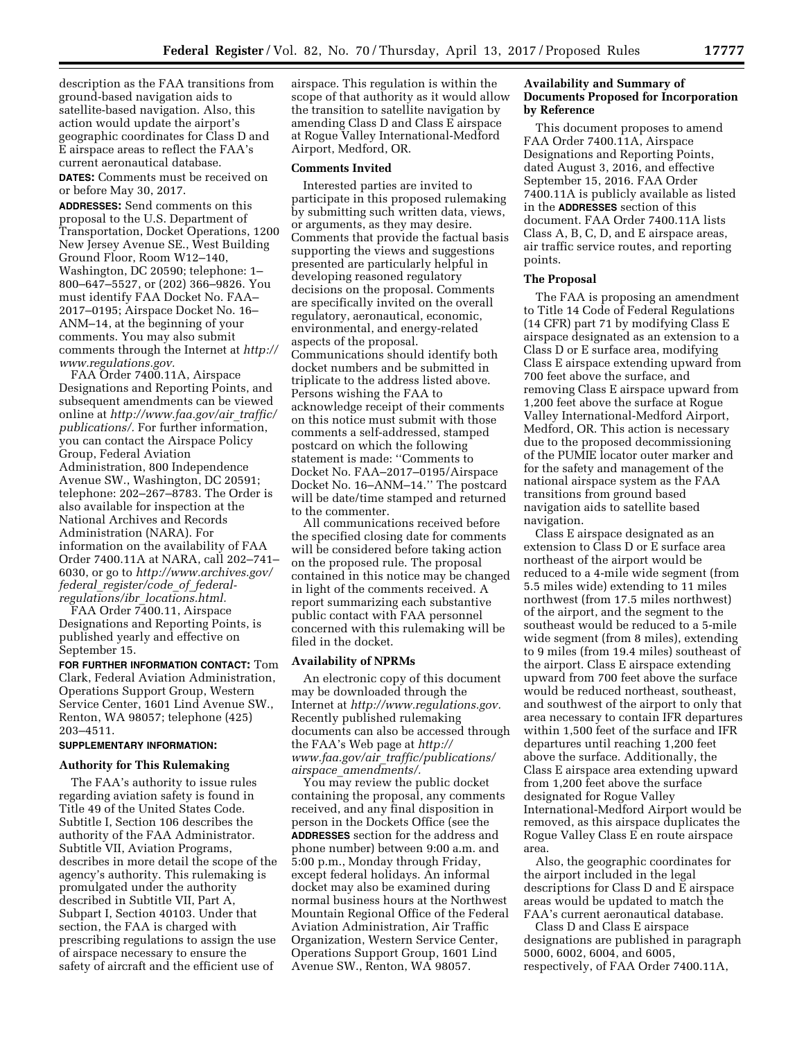description as the FAA transitions from ground-based navigation aids to satellite-based navigation. Also, this action would update the airport's geographic coordinates for Class D and E airspace areas to reflect the FAA's current aeronautical database.

**DATES:** Comments must be received on or before May 30, 2017.

**ADDRESSES:** Send comments on this proposal to the U.S. Department of Transportation, Docket Operations, 1200 New Jersey Avenue SE., West Building Ground Floor, Room W12–140, Washington, DC 20590; telephone: 1–800–647–5527, or (202) 366–9826. You must identify FAA Docket No. FAA–2017–0195; Airspace Docket No. 16–ANM–14, at the beginning of your comments. You may also submit comments through the Internet at *http://www.regulations.gov.*

FAA Order 7400.11A, Airspace Designations and Reporting Points, and subsequent amendments can be viewed online at *http://www.faa.gov/air_traffic/publications/*. For further information, you can contact the Airspace Policy Group, Federal Aviation Administration, 800 Independence Avenue SW., Washington, DC 20591; telephone: 202–267–8783. The Order is also available for inspection at the National Archives and Records Administration (NARA). For information on the availability of FAA Order 7400.11A at NARA, call 202–741–6030, or go to *http://www.archives.gov/federal_register/code_of_federal-regulations/ibr_locations.html.*

FAA Order 7400.11, Airspace Designations and Reporting Points, is published yearly and effective on September 15.

**FOR FURTHER INFORMATION CONTACT:** Tom Clark, Federal Aviation Administration, Operations Support Group, Western Service Center, 1601 Lind Avenue SW., Renton, WA 98057; telephone (425) 203–4511.

**SUPPLEMENTARY INFORMATION:**

## Authority for This Rulemaking

The FAA's authority to issue rules regarding aviation safety is found in Title 49 of the United States Code. Subtitle I, Section 106 describes the authority of the FAA Administrator. Subtitle VII, Aviation Programs, describes in more detail the scope of the agency's authority. This rulemaking is promulgated under the authority described in Subtitle VII, Part A, Subpart I, Section 40103. Under that section, the FAA is charged with prescribing regulations to assign the use of airspace necessary to ensure the safety of aircraft and the efficient use of airspace. This regulation is within the scope of that authority as it would allow the transition to satellite navigation by amending Class D and Class E airspace at Rogue Valley International-Medford Airport, Medford, OR.

## Comments Invited

Interested parties are invited to participate in this proposed rulemaking by submitting such written data, views, or arguments, as they may desire. Comments that provide the factual basis supporting the views and suggestions presented are particularly helpful in developing reasoned regulatory decisions on the proposal. Comments are specifically invited on the overall regulatory, aeronautical, economic, environmental, and energy-related aspects of the proposal. Communications should identify both docket numbers and be submitted in triplicate to the address listed above. Persons wishing the FAA to acknowledge receipt of their comments on this notice must submit with those comments a self-addressed, stamped postcard on which the following statement is made: "Comments to Docket No. FAA–2017–0195/Airspace Docket No. 16–ANM–14." The postcard will be date/time stamped and returned to the commenter.

All communications received before the specified closing date for comments will be considered before taking action on the proposed rule. The proposal contained in this notice may be changed in light of the comments received. A report summarizing each substantive public contact with FAA personnel concerned with this rulemaking will be filed in the docket.

## Availability of NPRMs

An electronic copy of this document may be downloaded through the Internet at *http://www.regulations.gov.* Recently published rulemaking documents can also be accessed through the FAA's Web page at *http://www.faa.gov/air_traffic/publications/airspace_amendments/.*

You may review the public docket containing the proposal, any comments received, and any final disposition in person in the Dockets Office (see the **ADDRESSES** section for the address and phone number) between 9:00 a.m. and 5:00 p.m., Monday through Friday, except federal holidays. An informal docket may also be examined during normal business hours at the Northwest Mountain Regional Office of the Federal Aviation Administration, Air Traffic Organization, Western Service Center, Operations Support Group, 1601 Lind Avenue SW., Renton, WA 98057.

## Availability and Summary of Documents Proposed for Incorporation by Reference

This document proposes to amend FAA Order 7400.11A, Airspace Designations and Reporting Points, dated August 3, 2016, and effective September 15, 2016. FAA Order 7400.11A is publicly available as listed in the **ADDRESSES** section of this document. FAA Order 7400.11A lists Class A, B, C, D, and E airspace areas, air traffic service routes, and reporting points.

## The Proposal

The FAA is proposing an amendment to Title 14 Code of Federal Regulations (14 CFR) part 71 by modifying Class E airspace designated as an extension to a Class D or E surface area, modifying Class E airspace extending upward from 700 feet above the surface, and removing Class E airspace upward from 1,200 feet above the surface at Rogue Valley International-Medford Airport, Medford, OR. This action is necessary due to the proposed decommissioning of the PUMIE locator outer marker and for the safety and management of the national airspace system as the FAA transitions from ground based navigation aids to satellite based navigation.

Class E airspace designated as an extension to Class D or E surface area northeast of the airport would be reduced to a 4-mile wide segment (from 5.5 miles wide) extending to 11 miles northwest (from 17.5 miles northwest) of the airport, and the segment to the southeast would be reduced to a 5-mile wide segment (from 8 miles), extending to 9 miles (from 19.4 miles) southeast of the airport. Class E airspace extending upward from 700 feet above the surface would be reduced northeast, southeast, and southwest of the airport to only that area necessary to contain IFR departures within 1,500 feet of the surface and IFR departures until reaching 1,200 feet above the surface. Additionally, the Class E airspace area extending upward from 1,200 feet above the surface designated for Rogue Valley International-Medford Airport would be removed, as this airspace duplicates the Rogue Valley Class E en route airspace area.

Also, the geographic coordinates for the airport included in the legal descriptions for Class D and E airspace areas would be updated to match the FAA's current aeronautical database.

Class D and Class E airspace designations are published in paragraph 5000, 6002, 6004, and 6005, respectively, of FAA Order 7400.11A,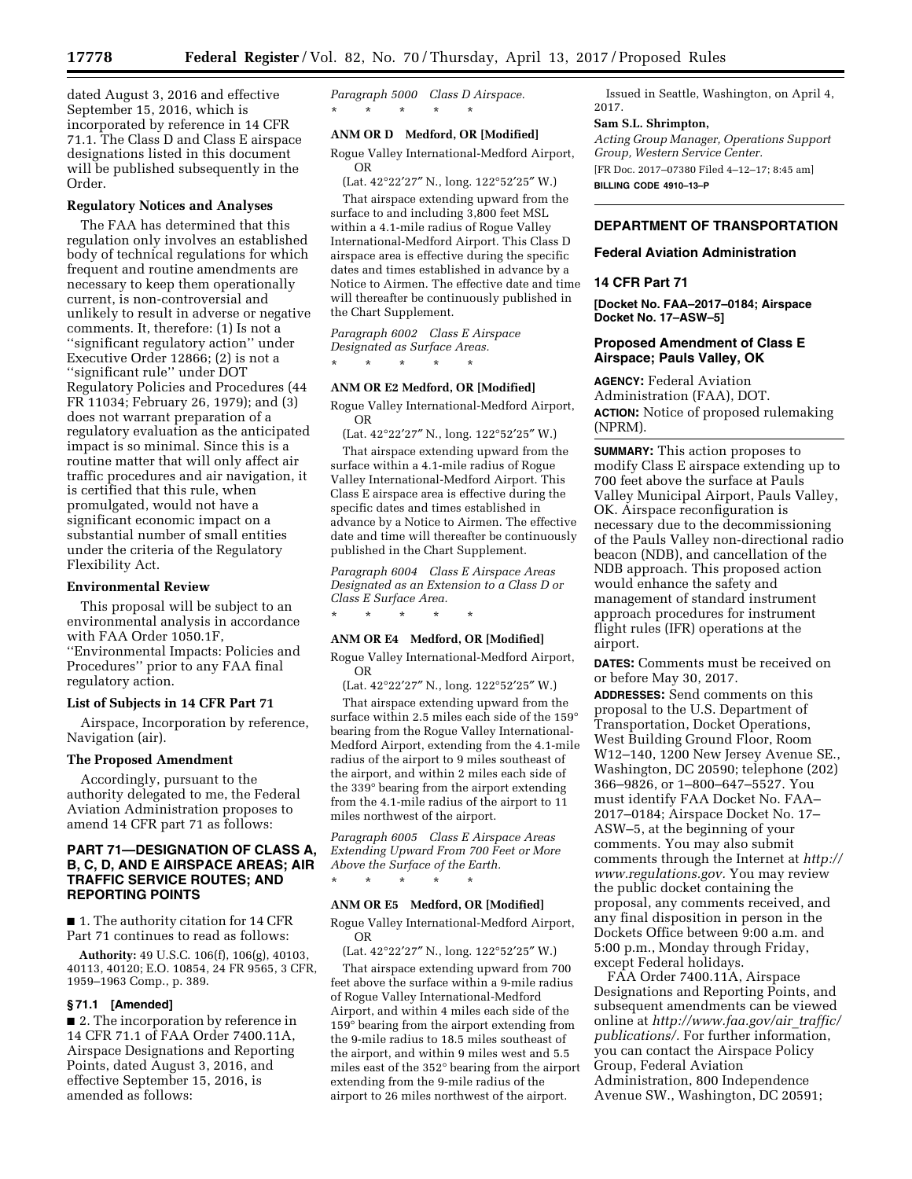dated August 3, 2016 and effective September 15, 2016, which is incorporated by reference in 14 CFR 71.1. The Class D and Class E airspace designations listed in this document will be published subsequently in the Order.

### Regulatory Notices and Analyses

The FAA has determined that this regulation only involves an established body of technical regulations for which frequent and routine amendments are necessary to keep them operationally current, is non-controversial and unlikely to result in adverse or negative comments. It, therefore: (1) Is not a ''significant regulatory action'' under Executive Order 12866; (2) is not a ''significant rule'' under DOT Regulatory Policies and Procedures (44 FR 11034; February 26, 1979); and (3) does not warrant preparation of a regulatory evaluation as the anticipated impact is so minimal. Since this is a routine matter that will only affect air traffic procedures and air navigation, it is certified that this rule, when promulgated, would not have a significant economic impact on a substantial number of small entities under the criteria of the Regulatory Flexibility Act.

### Environmental Review

This proposal will be subject to an environmental analysis in accordance with FAA Order 1050.1F, ''Environmental Impacts: Policies and Procedures'' prior to any FAA final regulatory action.

### List of Subjects in 14 CFR Part 71

Airspace, Incorporation by reference, Navigation (air).

### The Proposed Amendment

Accordingly, pursuant to the authority delegated to me, the Federal Aviation Administration proposes to amend 14 CFR part 71 as follows:

## PART 71—DESIGNATION OF CLASS A, B, C, D, AND E AIRSPACE AREAS; AIR TRAFFIC SERVICE ROUTES; AND REPORTING POINTS

■ 1. The authority citation for 14 CFR Part 71 continues to read as follows:

**Authority:** 49 U.S.C. 106(f), 106(g), 40103, 40113, 40120; E.O. 10854, 24 FR 9565, 3 CFR, 1959–1963 Comp., p. 389.

### § 71.1 [Amended]

■ 2. The incorporation by reference in 14 CFR 71.1 of FAA Order 7400.11A, Airspace Designations and Reporting Points, dated August 3, 2016, and effective September 15, 2016, is amended as follows:

*Paragraph 5000 Class D Airspace.*

\* \* \* \* \*

**ANM OR D Medford, OR [Modified]**

Rogue Valley International-Medford Airport, OR

(Lat. 42°22′27″ N., long. 122°52′25″ W.)

That airspace extending upward from the surface to and including 3,800 feet MSL within a 4.1-mile radius of Rogue Valley International-Medford Airport. This Class D airspace area is effective during the specific dates and times established in advance by a Notice to Airmen. The effective date and time will thereafter be continuously published in the Chart Supplement.

*Paragraph 6002 Class E Airspace Designated as Surface Areas.*

\* \* \* \* \*

**ANM OR E2 Medford, OR [Modified]**

Rogue Valley International-Medford Airport, OR

(Lat. 42°22′27″ N., long. 122°52′25″ W.)

That airspace extending upward from the surface within a 4.1-mile radius of Rogue Valley International-Medford Airport. This Class E airspace area is effective during the specific dates and times established in advance by a Notice to Airmen. The effective date and time will thereafter be continuously published in the Chart Supplement.

*Paragraph 6004 Class E Airspace Areas Designated as an Extension to a Class D or Class E Surface Area.*

\* \* \* \* \*

**ANM OR E4 Medford, OR [Modified]**

Rogue Valley International-Medford Airport, OR

(Lat. 42°22′27″ N., long. 122°52′25″ W.)

That airspace extending upward from the surface within 2.5 miles each side of the 159° bearing from the Rogue Valley International-Medford Airport, extending from the 4.1-mile radius of the airport to 9 miles southeast of the airport, and within 2 miles each side of the 339° bearing from the airport extending from the 4.1-mile radius of the airport to 11 miles northwest of the airport.

*Paragraph 6005 Class E Airspace Areas Extending Upward From 700 Feet or More Above the Surface of the Earth.*

\* \* \* \* \*

**ANM OR E5 Medford, OR [Modified]**

Rogue Valley International-Medford Airport, OR

(Lat. 42°22′27″ N., long. 122°52′25″ W.)

That airspace extending upward from 700 feet above the surface within a 9-mile radius of Rogue Valley International-Medford Airport, and within 4 miles each side of the 159° bearing from the airport extending from the 9-mile radius to 18.5 miles southeast of the airport, and within 9 miles west and 5.5 miles east of the 352° bearing from the airport extending from the 9-mile radius of the airport to 26 miles northwest of the airport.

Issued in Seattle, Washington, on April 4, 2017.

**Sam S.L. Shrimpton,**

*Acting Group Manager, Operations Support Group, Western Service Center.*

[FR Doc. 2017–07380 Filed 4–12–17; 8:45 am]

**BILLING CODE 4910–13–P**

---

## DEPARTMENT OF TRANSPORTATION

### Federal Aviation Administration

### 14 CFR Part 71

**[Docket No. FAA–2017–0184; Airspace Docket No. 17–ASW–5]**

## Proposed Amendment of Class E Airspace; Pauls Valley, OK

**AGENCY:** Federal Aviation Administration (FAA), DOT.

**ACTION:** Notice of proposed rulemaking (NPRM).

**SUMMARY:** This action proposes to modify Class E airspace extending up to 700 feet above the surface at Pauls Valley Municipal Airport, Pauls Valley, OK. Airspace reconfiguration is necessary due to the decommissioning of the Pauls Valley non-directional radio beacon (NDB), and cancellation of the NDB approach. This proposed action would enhance the safety and management of standard instrument approach procedures for instrument flight rules (IFR) operations at the airport.

**DATES:** Comments must be received on or before May 30, 2017.

**ADDRESSES:** Send comments on this proposal to the U.S. Department of Transportation, Docket Operations, West Building Ground Floor, Room W12–140, 1200 New Jersey Avenue SE., Washington, DC 20590; telephone (202) 366–9826, or 1–800–647–5527. You must identify FAA Docket No. FAA–2017–0184; Airspace Docket No. 17–ASW–5, at the beginning of your comments. You may also submit comments through the Internet at *http://www.regulations.gov.* You may review the public docket containing the proposal, any comments received, and any final disposition in person in the Dockets Office between 9:00 a.m. and 5:00 p.m., Monday through Friday, except Federal holidays.

FAA Order 7400.11A, Airspace Designations and Reporting Points, and subsequent amendments can be viewed online at *http://www.faa.gov/air_traffic/publications/.* For further information, you can contact the Airspace Policy Group, Federal Aviation Administration, 800 Independence Avenue SW., Washington, DC 20591;